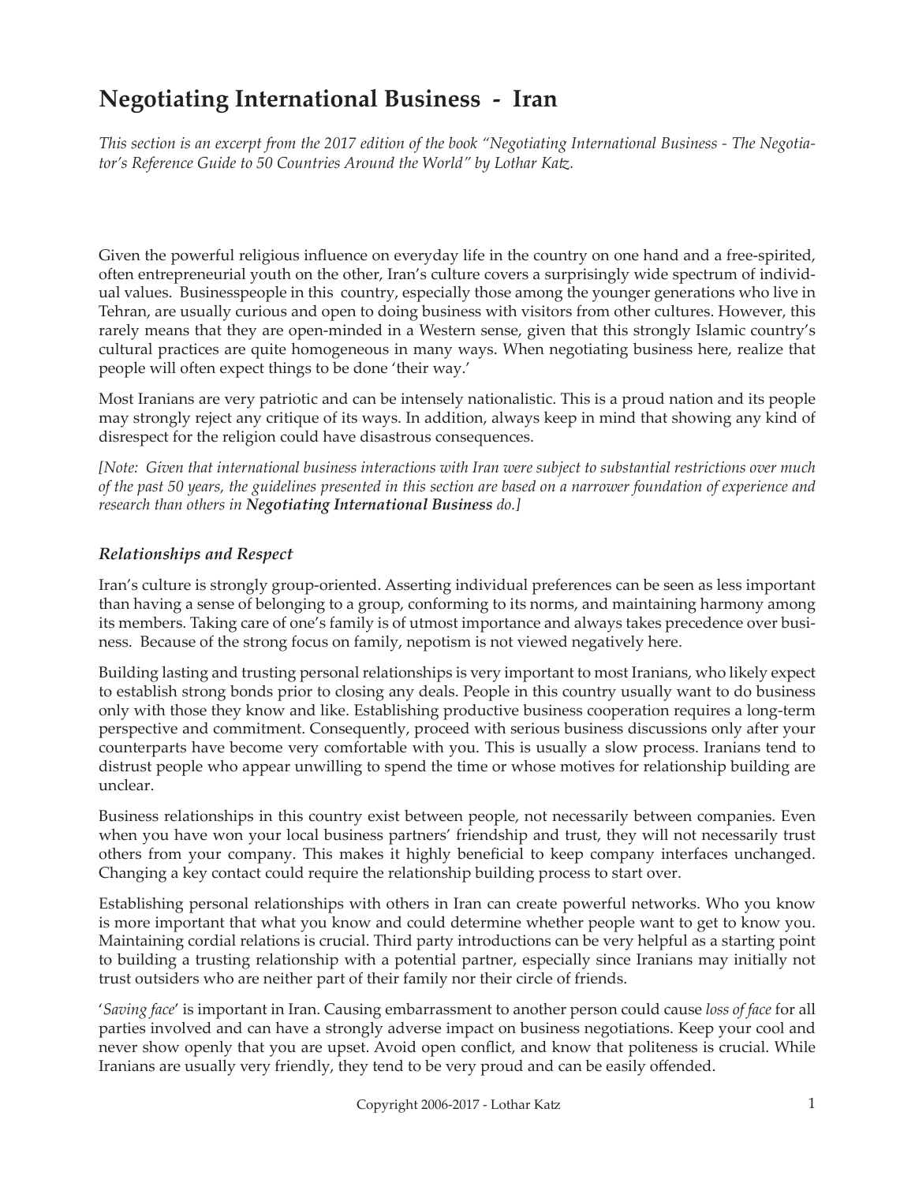# Negotiating International Business - Iran

*This section is an excerpt from the 2017 edition of the book "Negotiating International Business - The Negotiator's Reference Guide to 50 Countries Around the World" by Lothar Katz.*

Given the powerful religious influence on everyday life in the country on one hand and a free-spirited, often entrepreneurial youth on the other, Iran's culture covers a surprisingly wide spectrum of individual values. Businesspeople in this country, especially those among the younger generations who live in Tehran, are usually curious and open to doing business with visitors from other cultures. However, this rarely means that they are open-minded in a Western sense, given that this strongly Islamic country's cultural practices are quite homogeneous in many ways. When negotiating business here, realize that people will often expect things to be done 'their way.'

Most Iranians are very patriotic and can be intensely nationalistic. This is a proud nation and its people may strongly reject any critique of its ways. In addition, always keep in mind that showing any kind of disrespect for the religion could have disastrous consequences.

*[Note: Given that international business interactions with Iran were subject to substantial restrictions over much of the past 50 years, the guidelines presented in this section are based on a narrower foundation of experience and research than others in **Negotiating International Business** do.]*

### *Relationships and Respect*

Iran's culture is strongly group-oriented. Asserting individual preferences can be seen as less important than having a sense of belonging to a group, conforming to its norms, and maintaining harmony among its members. Taking care of one's family is of utmost importance and always takes precedence over business. Because of the strong focus on family, nepotism is not viewed negatively here.

Building lasting and trusting personal relationships is very important to most Iranians, who likely expect to establish strong bonds prior to closing any deals. People in this country usually want to do business only with those they know and like. Establishing productive business cooperation requires a long-term perspective and commitment. Consequently, proceed with serious business discussions only after your counterparts have become very comfortable with you. This is usually a slow process. Iranians tend to distrust people who appear unwilling to spend the time or whose motives for relationship building are unclear.

Business relationships in this country exist between people, not necessarily between companies. Even when you have won your local business partners' friendship and trust, they will not necessarily trust others from your company. This makes it highly beneficial to keep company interfaces unchanged. Changing a key contact could require the relationship building process to start over.

Establishing personal relationships with others in Iran can create powerful networks. Who you know is more important that what you know and could determine whether people want to get to know you. Maintaining cordial relations is crucial. Third party introductions can be very helpful as a starting point to building a trusting relationship with a potential partner, especially since Iranians may initially not trust outsiders who are neither part of their family nor their circle of friends.

'*Saving face*' is important in Iran. Causing embarrassment to another person could cause *loss of face* for all parties involved and can have a strongly adverse impact on business negotiations. Keep your cool and never show openly that you are upset. Avoid open conflict, and know that politeness is crucial. While Iranians are usually very friendly, they tend to be very proud and can be easily offended.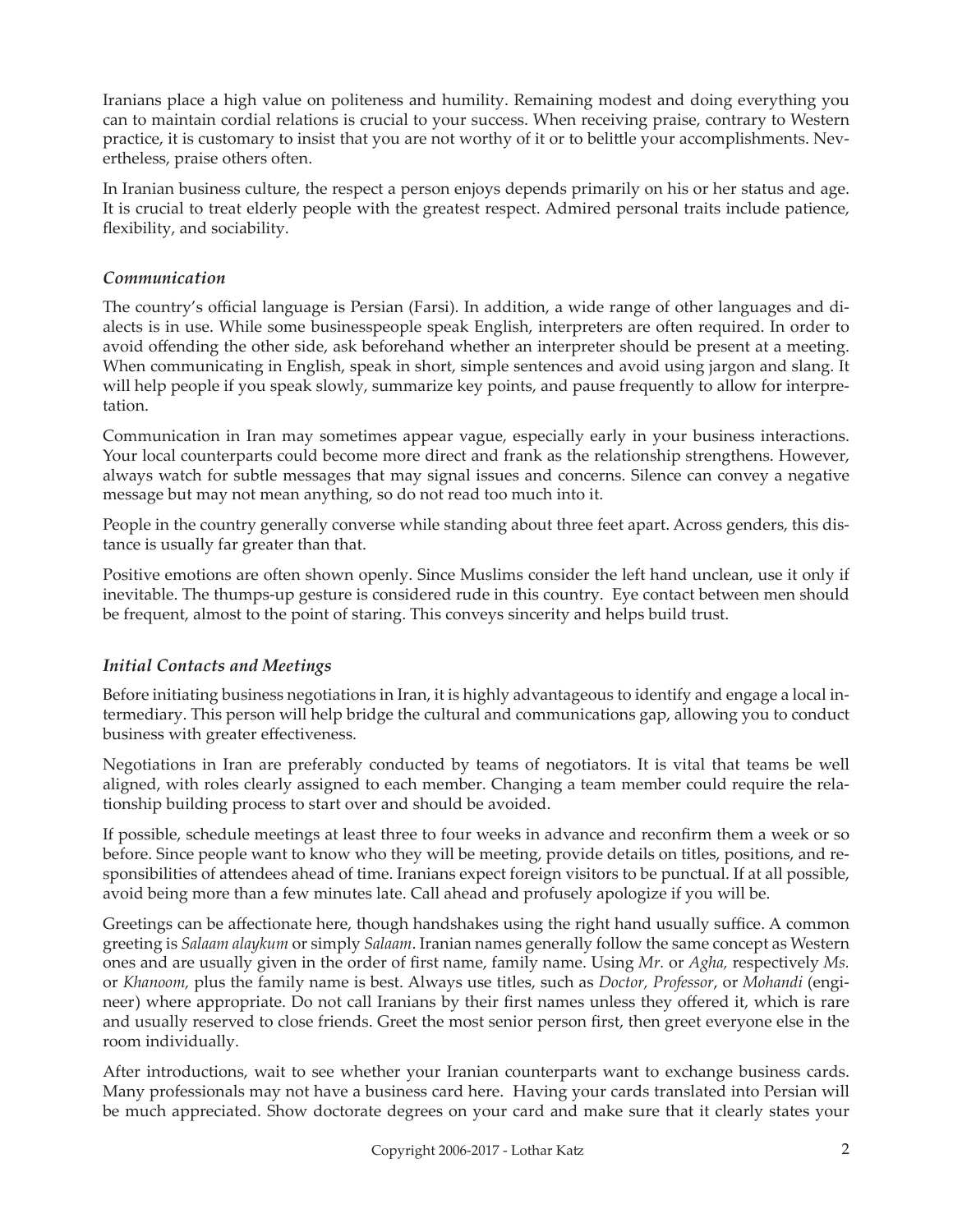Iranians place a high value on politeness and humility. Remaining modest and doing everything you can to maintain cordial relations is crucial to your success. When receiving praise, contrary to Western practice, it is customary to insist that you are not worthy of it or to belittle your accomplishments. Nevertheless, praise others often.

In Iranian business culture, the respect a person enjoys depends primarily on his or her status and age. It is crucial to treat elderly people with the greatest respect. Admired personal traits include patience, flexibility, and sociability.

### *Communication*

The country's official language is Persian (Farsi). In addition, a wide range of other languages and dialects is in use. While some businesspeople speak English, interpreters are often required. In order to avoid offending the other side, ask beforehand whether an interpreter should be present at a meeting. When communicating in English, speak in short, simple sentences and avoid using jargon and slang. It will help people if you speak slowly, summarize key points, and pause frequently to allow for interpretation.

Communication in Iran may sometimes appear vague, especially early in your business interactions. Your local counterparts could become more direct and frank as the relationship strengthens. However, always watch for subtle messages that may signal issues and concerns. Silence can convey a negative message but may not mean anything, so do not read too much into it.

People in the country generally converse while standing about three feet apart. Across genders, this distance is usually far greater than that.

Positive emotions are often shown openly. Since Muslims consider the left hand unclean, use it only if inevitable. The thumps-up gesture is considered rude in this country. Eye contact between men should be frequent, almost to the point of staring. This conveys sincerity and helps build trust.

### *Initial Contacts and Meetings*

Before initiating business negotiations in Iran, it is highly advantageous to identify and engage a local intermediary. This person will help bridge the cultural and communications gap, allowing you to conduct business with greater effectiveness.

Negotiations in Iran are preferably conducted by teams of negotiators. It is vital that teams be well aligned, with roles clearly assigned to each member. Changing a team member could require the relationship building process to start over and should be avoided.

If possible, schedule meetings at least three to four weeks in advance and reconfirm them a week or so before. Since people want to know who they will be meeting, provide details on titles, positions, and responsibilities of attendees ahead of time. Iranians expect foreign visitors to be punctual. If at all possible, avoid being more than a few minutes late. Call ahead and profusely apologize if you will be.

Greetings can be affectionate here, though handshakes using the right hand usually suffice. A common greeting is *Salaam alaykum* or simply *Salaam*. Iranian names generally follow the same concept as Western ones and are usually given in the order of first name, family name. Using *Mr.* or *Agha,* respectively *Ms.* or *Khanoom,* plus the family name is best. Always use titles, such as *Doctor, Professor*, or *Mohandi* (engineer) where appropriate. Do not call Iranians by their first names unless they offered it, which is rare and usually reserved to close friends. Greet the most senior person first, then greet everyone else in the room individually.

After introductions, wait to see whether your Iranian counterparts want to exchange business cards. Many professionals may not have a business card here. Having your cards translated into Persian will be much appreciated. Show doctorate degrees on your card and make sure that it clearly states your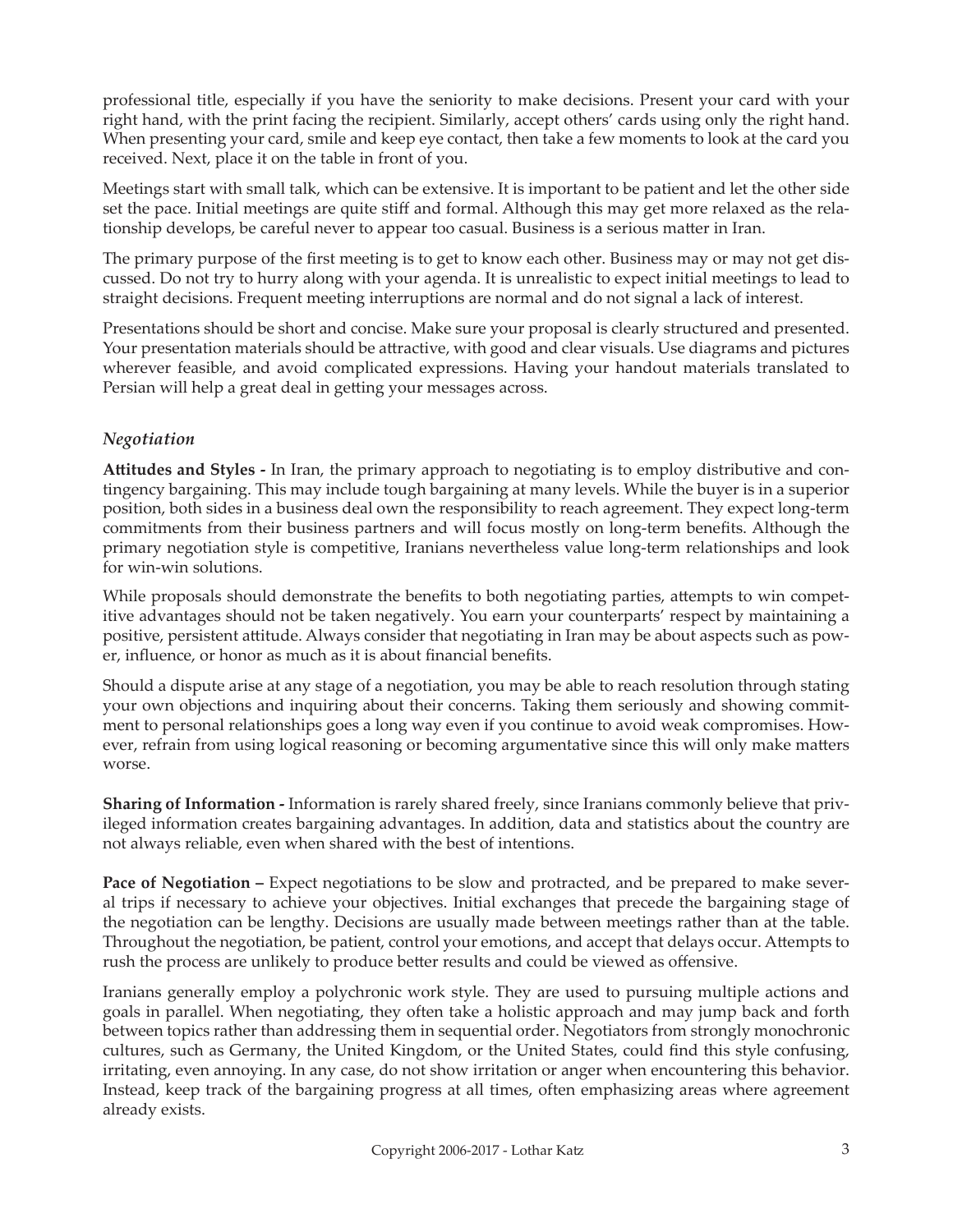professional title, especially if you have the seniority to make decisions. Present your card with your right hand, with the print facing the recipient. Similarly, accept others' cards using only the right hand. When presenting your card, smile and keep eye contact, then take a few moments to look at the card you received. Next, place it on the table in front of you.

Meetings start with small talk, which can be extensive. It is important to be patient and let the other side set the pace. Initial meetings are quite stiff and formal. Although this may get more relaxed as the relationship develops, be careful never to appear too casual. Business is a serious matter in Iran.

The primary purpose of the first meeting is to get to know each other. Business may or may not get discussed. Do not try to hurry along with your agenda. It is unrealistic to expect initial meetings to lead to straight decisions. Frequent meeting interruptions are normal and do not signal a lack of interest.

Presentations should be short and concise. Make sure your proposal is clearly structured and presented. Your presentation materials should be attractive, with good and clear visuals. Use diagrams and pictures wherever feasible, and avoid complicated expressions. Having your handout materials translated to Persian will help a great deal in getting your messages across.

### *Negotiation*

**Attitudes and Styles -** In Iran, the primary approach to negotiating is to employ distributive and contingency bargaining. This may include tough bargaining at many levels. While the buyer is in a superior position, both sides in a business deal own the responsibility to reach agreement. They expect long-term commitments from their business partners and will focus mostly on long-term benefits. Although the primary negotiation style is competitive, Iranians nevertheless value long-term relationships and look for win-win solutions.

While proposals should demonstrate the benefits to both negotiating parties, attempts to win competitive advantages should not be taken negatively. You earn your counterparts' respect by maintaining a positive, persistent attitude. Always consider that negotiating in Iran may be about aspects such as power, influence, or honor as much as it is about financial benefits.

Should a dispute arise at any stage of a negotiation, you may be able to reach resolution through stating your own objections and inquiring about their concerns. Taking them seriously and showing commitment to personal relationships goes a long way even if you continue to avoid weak compromises. However, refrain from using logical reasoning or becoming argumentative since this will only make matters worse.

**Sharing of Information -** Information is rarely shared freely, since Iranians commonly believe that privileged information creates bargaining advantages. In addition, data and statistics about the country are not always reliable, even when shared with the best of intentions.

**Pace of Negotiation –** Expect negotiations to be slow and protracted, and be prepared to make several trips if necessary to achieve your objectives. Initial exchanges that precede the bargaining stage of the negotiation can be lengthy. Decisions are usually made between meetings rather than at the table. Throughout the negotiation, be patient, control your emotions, and accept that delays occur. Attempts to rush the process are unlikely to produce better results and could be viewed as offensive.

Iranians generally employ a polychronic work style. They are used to pursuing multiple actions and goals in parallel. When negotiating, they often take a holistic approach and may jump back and forth between topics rather than addressing them in sequential order. Negotiators from strongly monochronic cultures, such as Germany, the United Kingdom, or the United States, could find this style confusing, irritating, even annoying. In any case, do not show irritation or anger when encountering this behavior. Instead, keep track of the bargaining progress at all times, often emphasizing areas where agreement already exists.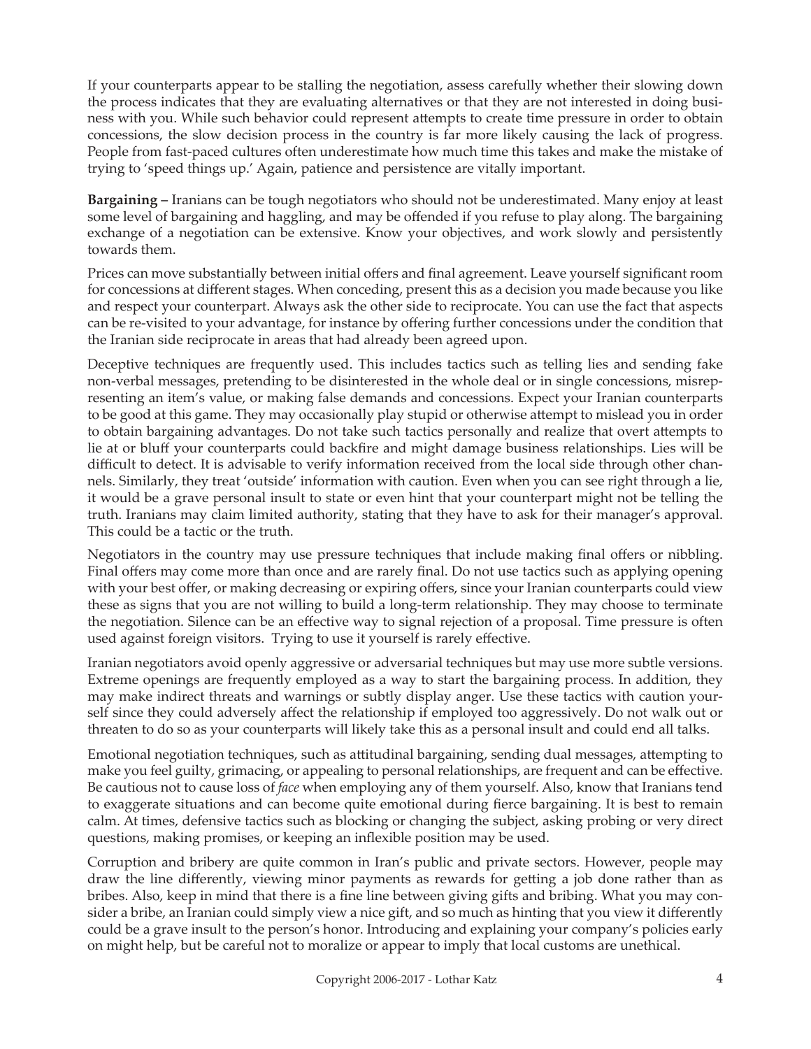If your counterparts appear to be stalling the negotiation, assess carefully whether their slowing down the process indicates that they are evaluating alternatives or that they are not interested in doing business with you. While such behavior could represent attempts to create time pressure in order to obtain concessions, the slow decision process in the country is far more likely causing the lack of progress. People from fast-paced cultures often underestimate how much time this takes and make the mistake of trying to 'speed things up.' Again, patience and persistence are vitally important.

**Bargaining –** Iranians can be tough negotiators who should not be underestimated. Many enjoy at least some level of bargaining and haggling, and may be offended if you refuse to play along. The bargaining exchange of a negotiation can be extensive. Know your objectives, and work slowly and persistently towards them.

Prices can move substantially between initial offers and final agreement. Leave yourself significant room for concessions at different stages. When conceding, present this as a decision you made because you like and respect your counterpart. Always ask the other side to reciprocate. You can use the fact that aspects can be re-visited to your advantage, for instance by offering further concessions under the condition that the Iranian side reciprocate in areas that had already been agreed upon.

Deceptive techniques are frequently used. This includes tactics such as telling lies and sending fake non-verbal messages, pretending to be disinterested in the whole deal or in single concessions, misrepresenting an item's value, or making false demands and concessions. Expect your Iranian counterparts to be good at this game. They may occasionally play stupid or otherwise attempt to mislead you in order to obtain bargaining advantages. Do not take such tactics personally and realize that overt attempts to lie at or bluff your counterparts could backfire and might damage business relationships. Lies will be difficult to detect. It is advisable to verify information received from the local side through other channels. Similarly, they treat 'outside' information with caution. Even when you can see right through a lie, it would be a grave personal insult to state or even hint that your counterpart might not be telling the truth. Iranians may claim limited authority, stating that they have to ask for their manager's approval. This could be a tactic or the truth.

Negotiators in the country may use pressure techniques that include making final offers or nibbling. Final offers may come more than once and are rarely final. Do not use tactics such as applying opening with your best offer, or making decreasing or expiring offers, since your Iranian counterparts could view these as signs that you are not willing to build a long-term relationship. They may choose to terminate the negotiation. Silence can be an effective way to signal rejection of a proposal. Time pressure is often used against foreign visitors. Trying to use it yourself is rarely effective.

Iranian negotiators avoid openly aggressive or adversarial techniques but may use more subtle versions. Extreme openings are frequently employed as a way to start the bargaining process. In addition, they may make indirect threats and warnings or subtly display anger. Use these tactics with caution yourself since they could adversely affect the relationship if employed too aggressively. Do not walk out or threaten to do so as your counterparts will likely take this as a personal insult and could end all talks.

Emotional negotiation techniques, such as attitudinal bargaining, sending dual messages, attempting to make you feel guilty, grimacing, or appealing to personal relationships, are frequent and can be effective. Be cautious not to cause loss of *face* when employing any of them yourself. Also, know that Iranians tend to exaggerate situations and can become quite emotional during fierce bargaining. It is best to remain calm. At times, defensive tactics such as blocking or changing the subject, asking probing or very direct questions, making promises, or keeping an inflexible position may be used.

Corruption and bribery are quite common in Iran's public and private sectors. However, people may draw the line differently, viewing minor payments as rewards for getting a job done rather than as bribes. Also, keep in mind that there is a fine line between giving gifts and bribing. What you may consider a bribe, an Iranian could simply view a nice gift, and so much as hinting that you view it differently could be a grave insult to the person's honor. Introducing and explaining your company's policies early on might help, but be careful not to moralize or appear to imply that local customs are unethical.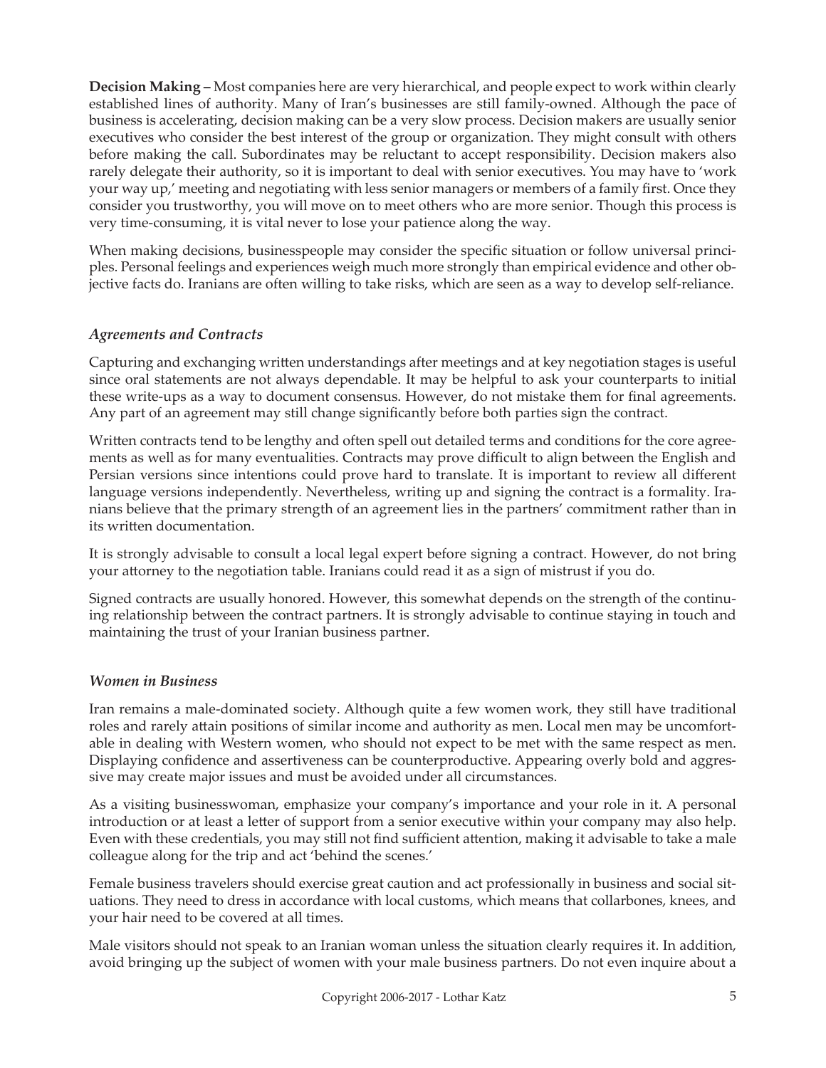**Decision Making –** Most companies here are very hierarchical, and people expect to work within clearly established lines of authority. Many of Iran's businesses are still family-owned. Although the pace of business is accelerating, decision making can be a very slow process. Decision makers are usually senior executives who consider the best interest of the group or organization. They might consult with others before making the call. Subordinates may be reluctant to accept responsibility. Decision makers also rarely delegate their authority, so it is important to deal with senior executives. You may have to 'work your way up,' meeting and negotiating with less senior managers or members of a family first. Once they consider you trustworthy, you will move on to meet others who are more senior. Though this process is very time-consuming, it is vital never to lose your patience along the way.

When making decisions, businesspeople may consider the specific situation or follow universal principles. Personal feelings and experiences weigh much more strongly than empirical evidence and other objective facts do. Iranians are often willing to take risks, which are seen as a way to develop self-reliance.

### *Agreements and Contracts*

Capturing and exchanging written understandings after meetings and at key negotiation stages is useful since oral statements are not always dependable. It may be helpful to ask your counterparts to initial these write-ups as a way to document consensus. However, do not mistake them for final agreements. Any part of an agreement may still change significantly before both parties sign the contract.

Written contracts tend to be lengthy and often spell out detailed terms and conditions for the core agreements as well as for many eventualities. Contracts may prove difficult to align between the English and Persian versions since intentions could prove hard to translate. It is important to review all different language versions independently. Nevertheless, writing up and signing the contract is a formality. Iranians believe that the primary strength of an agreement lies in the partners' commitment rather than in its written documentation.

It is strongly advisable to consult a local legal expert before signing a contract. However, do not bring your attorney to the negotiation table. Iranians could read it as a sign of mistrust if you do.

Signed contracts are usually honored. However, this somewhat depends on the strength of the continuing relationship between the contract partners. It is strongly advisable to continue staying in touch and maintaining the trust of your Iranian business partner.

### *Women in Business*

Iran remains a male-dominated society. Although quite a few women work, they still have traditional roles and rarely attain positions of similar income and authority as men. Local men may be uncomfortable in dealing with Western women, who should not expect to be met with the same respect as men. Displaying confidence and assertiveness can be counterproductive. Appearing overly bold and aggressive may create major issues and must be avoided under all circumstances.

As a visiting businesswoman, emphasize your company's importance and your role in it. A personal introduction or at least a letter of support from a senior executive within your company may also help. Even with these credentials, you may still not find sufficient attention, making it advisable to take a male colleague along for the trip and act 'behind the scenes.'

Female business travelers should exercise great caution and act professionally in business and social situations. They need to dress in accordance with local customs, which means that collarbones, knees, and your hair need to be covered at all times.

Male visitors should not speak to an Iranian woman unless the situation clearly requires it. In addition, avoid bringing up the subject of women with your male business partners. Do not even inquire about a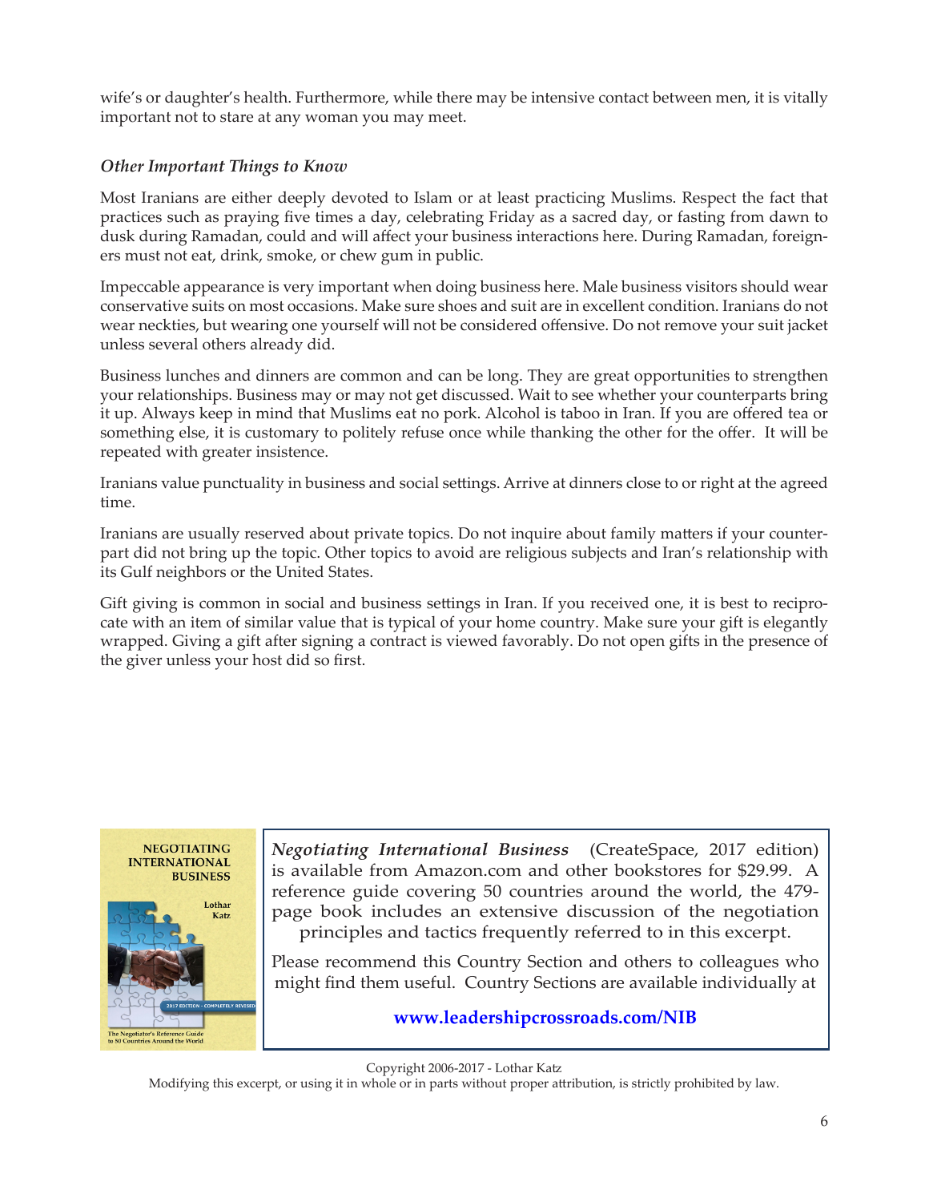wife's or daughter's health. Furthermore, while there may be intensive contact between men, it is vitally important not to stare at any woman you may meet.

### *Other Important Things to Know*

Most Iranians are either deeply devoted to Islam or at least practicing Muslims. Respect the fact that practices such as praying five times a day, celebrating Friday as a sacred day, or fasting from dawn to dusk during Ramadan, could and will affect your business interactions here. During Ramadan, foreigners must not eat, drink, smoke, or chew gum in public.

Impeccable appearance is very important when doing business here. Male business visitors should wear conservative suits on most occasions. Make sure shoes and suit are in excellent condition. Iranians do not wear neckties, but wearing one yourself will not be considered offensive. Do not remove your suit jacket unless several others already did.

Business lunches and dinners are common and can be long. They are great opportunities to strengthen your relationships. Business may or may not get discussed. Wait to see whether your counterparts bring it up. Always keep in mind that Muslims eat no pork. Alcohol is taboo in Iran. If you are offered tea or something else, it is customary to politely refuse once while thanking the other for the offer. It will be repeated with greater insistence.

Iranians value punctuality in business and social settings. Arrive at dinners close to or right at the agreed time.

Iranians are usually reserved about private topics. Do not inquire about family matters if your counterpart did not bring up the topic. Other topics to avoid are religious subjects and Iran's relationship with its Gulf neighbors or the United States.

Gift giving is common in social and business settings in Iran. If you received one, it is best to reciprocate with an item of similar value that is typical of your home country. Make sure your gift is elegantly wrapped. Giving a gift after signing a contract is viewed favorably. Do not open gifts in the presence of the giver unless your host did so first.

NEGOTIATING INTERNATIONAL BUSINESS

Lothar Katz

2017 EDITION - COMPLETELY REVISED

The Negotiator's Reference Guide to 50 Countries Around the World

*Negotiating International Business* (CreateSpace, 2017 edition) is available from Amazon.com and other bookstores for $29.99. A reference guide covering 50 countries around the world, the 479-page book includes an extensive discussion of the negotiation principles and tactics frequently referred to in this excerpt.

Please recommend this Country Section and others to colleagues who might find them useful. Country Sections are available individually at

**www.leadershipcrossroads.com/NIB**

Copyright 2006-2017 - Lothar Katz

Modifying this excerpt, or using it in whole or in parts without proper attribution, is strictly prohibited by law.